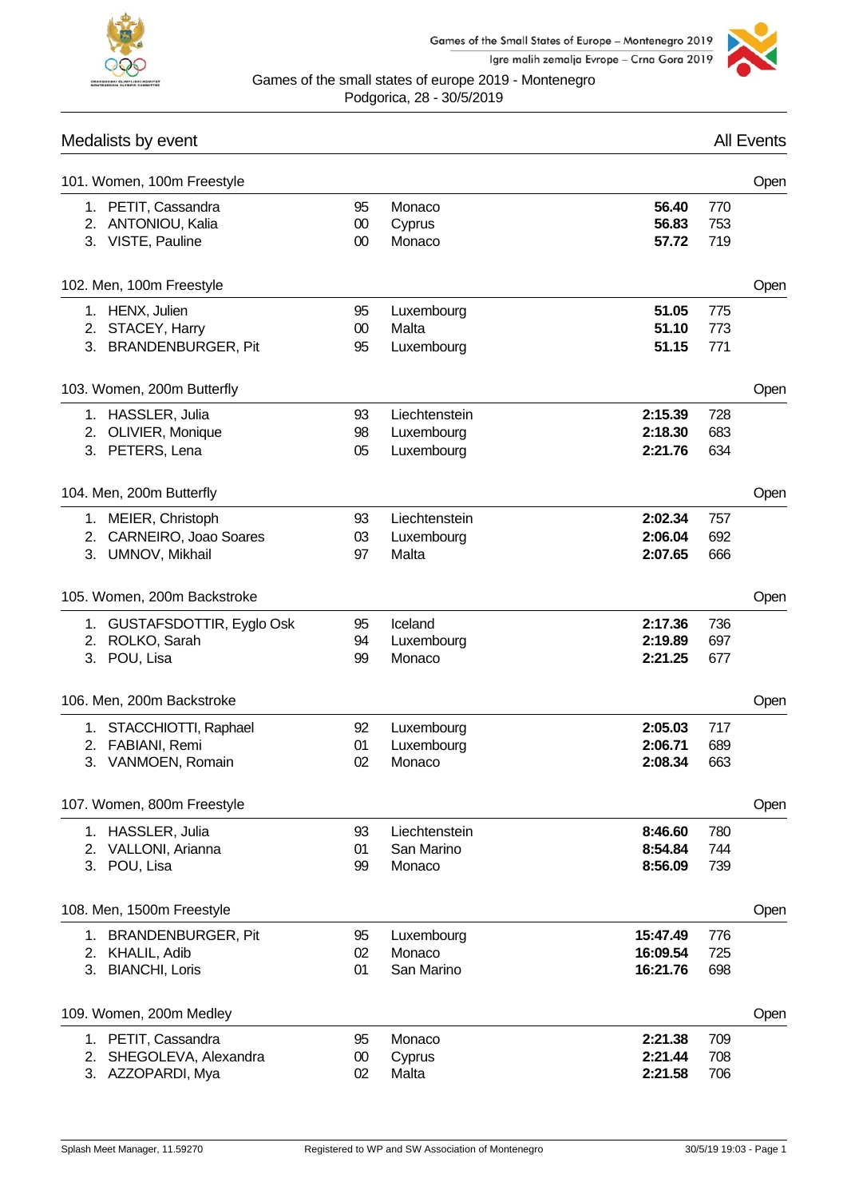Games of the Small States of Europe – Montenegro 2019
Igre malih zemalja Evrope – Crna Gora 2019

Games of the small states of europe 2019 - Montenegro
Podgorica, 28 - 30/5/2019

## Medalists by event — All Events

### 101. Women, 100m Freestyle — Open

| Rank | Name | YB | Nation | Time | Points |
|---|---|---|---|---|---|
| 1. | PETIT, Cassandra | 95 | Monaco | **56.40** | 770 |
| 2. | ANTONIOU, Kalia | 00 | Cyprus | **56.83** | 753 |
| 3. | VISTE, Pauline | 00 | Monaco | **57.72** | 719 |

### 102. Men, 100m Freestyle — Open

| Rank | Name | YB | Nation | Time | Points |
|---|---|---|---|---|---|
| 1. | HENX, Julien | 95 | Luxembourg | **51.05** | 775 |
| 2. | STACEY, Harry | 00 | Malta | **51.10** | 773 |
| 3. | BRANDENBURGER, Pit | 95 | Luxembourg | **51.15** | 771 |

### 103. Women, 200m Butterfly — Open

| Rank | Name | YB | Nation | Time | Points |
|---|---|---|---|---|---|
| 1. | HASSLER, Julia | 93 | Liechtenstein | **2:15.39** | 728 |
| 2. | OLIVIER, Monique | 98 | Luxembourg | **2:18.30** | 683 |
| 3. | PETERS, Lena | 05 | Luxembourg | **2:21.76** | 634 |

### 104. Men, 200m Butterfly — Open

| Rank | Name | YB | Nation | Time | Points |
|---|---|---|---|---|---|
| 1. | MEIER, Christoph | 93 | Liechtenstein | **2:02.34** | 757 |
| 2. | CARNEIRO, Joao Soares | 03 | Luxembourg | **2:06.04** | 692 |
| 3. | UMNOV, Mikhail | 97 | Malta | **2:07.65** | 666 |

### 105. Women, 200m Backstroke — Open

| Rank | Name | YB | Nation | Time | Points |
|---|---|---|---|---|---|
| 1. | GUSTAFSDOTTIR, Eyglo Osk | 95 | Iceland | **2:17.36** | 736 |
| 2. | ROLKO, Sarah | 94 | Luxembourg | **2:19.89** | 697 |
| 3. | POU, Lisa | 99 | Monaco | **2:21.25** | 677 |

### 106. Men, 200m Backstroke — Open

| Rank | Name | YB | Nation | Time | Points |
|---|---|---|---|---|---|
| 1. | STACCHIOTTI, Raphael | 92 | Luxembourg | **2:05.03** | 717 |
| 2. | FABIANI, Remi | 01 | Luxembourg | **2:06.71** | 689 |
| 3. | VANMOEN, Romain | 02 | Monaco | **2:08.34** | 663 |

### 107. Women, 800m Freestyle — Open

| Rank | Name | YB | Nation | Time | Points |
|---|---|---|---|---|---|
| 1. | HASSLER, Julia | 93 | Liechtenstein | **8:46.60** | 780 |
| 2. | VALLONI, Arianna | 01 | San Marino | **8:54.84** | 744 |
| 3. | POU, Lisa | 99 | Monaco | **8:56.09** | 739 |

### 108. Men, 1500m Freestyle — Open

| Rank | Name | YB | Nation | Time | Points |
|---|---|---|---|---|---|
| 1. | BRANDENBURGER, Pit | 95 | Luxembourg | **15:47.49** | 776 |
| 2. | KHALIL, Adib | 02 | Monaco | **16:09.54** | 725 |
| 3. | BIANCHI, Loris | 01 | San Marino | **16:21.76** | 698 |

### 109. Women, 200m Medley — Open

| Rank | Name | YB | Nation | Time | Points |
|---|---|---|---|---|---|
| 1. | PETIT, Cassandra | 95 | Monaco | **2:21.38** | 709 |
| 2. | SHEGOLEVA, Alexandra | 00 | Cyprus | **2:21.44** | 708 |
| 3. | AZZOPARDI, Mya | 02 | Malta | **2:21.58** | 706 |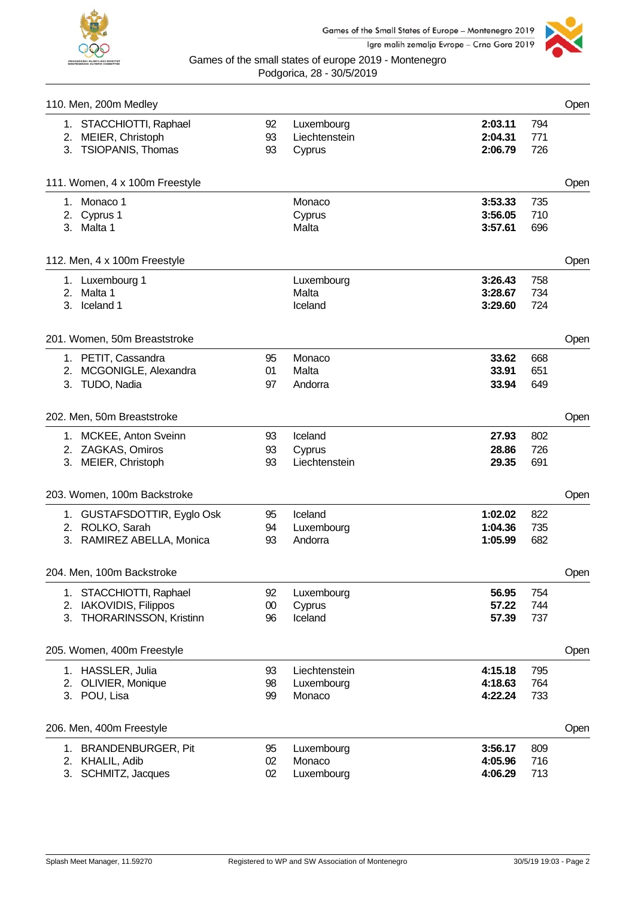Games of the small states of europe 2019 - Montenegro
Podgorica, 28 - 30/5/2019

### 110. Men, 200m Medley — Open

| Place | Name | YOB | Team | Time | Points |
|---|---|---|---|---|---|
| 1. | STACCHIOTTI, Raphael | 92 | Luxembourg | **2:03.11** | 794 |
| 2. | MEIER, Christoph | 93 | Liechtenstein | **2:04.31** | 771 |
| 3. | TSIOPANIS, Thomas | 93 | Cyprus | **2:06.79** | 726 |

### 111. Women, 4 x 100m Freestyle — Open

| Place | Name | YOB | Team | Time | Points |
|---|---|---|---|---|---|
| 1. | Monaco 1 | | Monaco | **3:53.33** | 735 |
| 2. | Cyprus 1 | | Cyprus | **3:56.05** | 710 |
| 3. | Malta 1 | | Malta | **3:57.61** | 696 |

### 112. Men, 4 x 100m Freestyle — Open

| Place | Name | YOB | Team | Time | Points |
|---|---|---|---|---|---|
| 1. | Luxembourg 1 | | Luxembourg | **3:26.43** | 758 |
| 2. | Malta 1 | | Malta | **3:28.67** | 734 |
| 3. | Iceland 1 | | Iceland | **3:29.60** | 724 |

### 201. Women, 50m Breaststroke — Open

| Place | Name | YOB | Team | Time | Points |
|---|---|---|---|---|---|
| 1. | PETIT, Cassandra | 95 | Monaco | **33.62** | 668 |
| 2. | MCGONIGLE, Alexandra | 01 | Malta | **33.91** | 651 |
| 3. | TUDO, Nadia | 97 | Andorra | **33.94** | 649 |

### 202. Men, 50m Breaststroke — Open

| Place | Name | YOB | Team | Time | Points |
|---|---|---|---|---|---|
| 1. | MCKEE, Anton Sveinn | 93 | Iceland | **27.93** | 802 |
| 2. | ZAGKAS, Omiros | 93 | Cyprus | **28.86** | 726 |
| 3. | MEIER, Christoph | 93 | Liechtenstein | **29.35** | 691 |

### 203. Women, 100m Backstroke — Open

| Place | Name | YOB | Team | Time | Points |
|---|---|---|---|---|---|
| 1. | GUSTAFSDOTTIR, Eyglo Osk | 95 | Iceland | **1:02.02** | 822 |
| 2. | ROLKO, Sarah | 94 | Luxembourg | **1:04.36** | 735 |
| 3. | RAMIREZ ABELLA, Monica | 93 | Andorra | **1:05.99** | 682 |

### 204. Men, 100m Backstroke — Open

| Place | Name | YOB | Team | Time | Points |
|---|---|---|---|---|---|
| 1. | STACCHIOTTI, Raphael | 92 | Luxembourg | **56.95** | 754 |
| 2. | IAKOVIDIS, Filippos | 00 | Cyprus | **57.22** | 744 |
| 3. | THORARINSSON, Kristinn | 96 | Iceland | **57.39** | 737 |

### 205. Women, 400m Freestyle — Open

| Place | Name | YOB | Team | Time | Points |
|---|---|---|---|---|---|
| 1. | HASSLER, Julia | 93 | Liechtenstein | **4:15.18** | 795 |
| 2. | OLIVIER, Monique | 98 | Luxembourg | **4:18.63** | 764 |
| 3. | POU, Lisa | 99 | Monaco | **4:22.24** | 733 |

### 206. Men, 400m Freestyle — Open

| Place | Name | YOB | Team | Time | Points |
|---|---|---|---|---|---|
| 1. | BRANDENBURGER, Pit | 95 | Luxembourg | **3:56.17** | 809 |
| 2. | KHALIL, Adib | 02 | Monaco | **4:05.96** | 716 |
| 3. | SCHMITZ, Jacques | 02 | Luxembourg | **4:06.29** | 713 |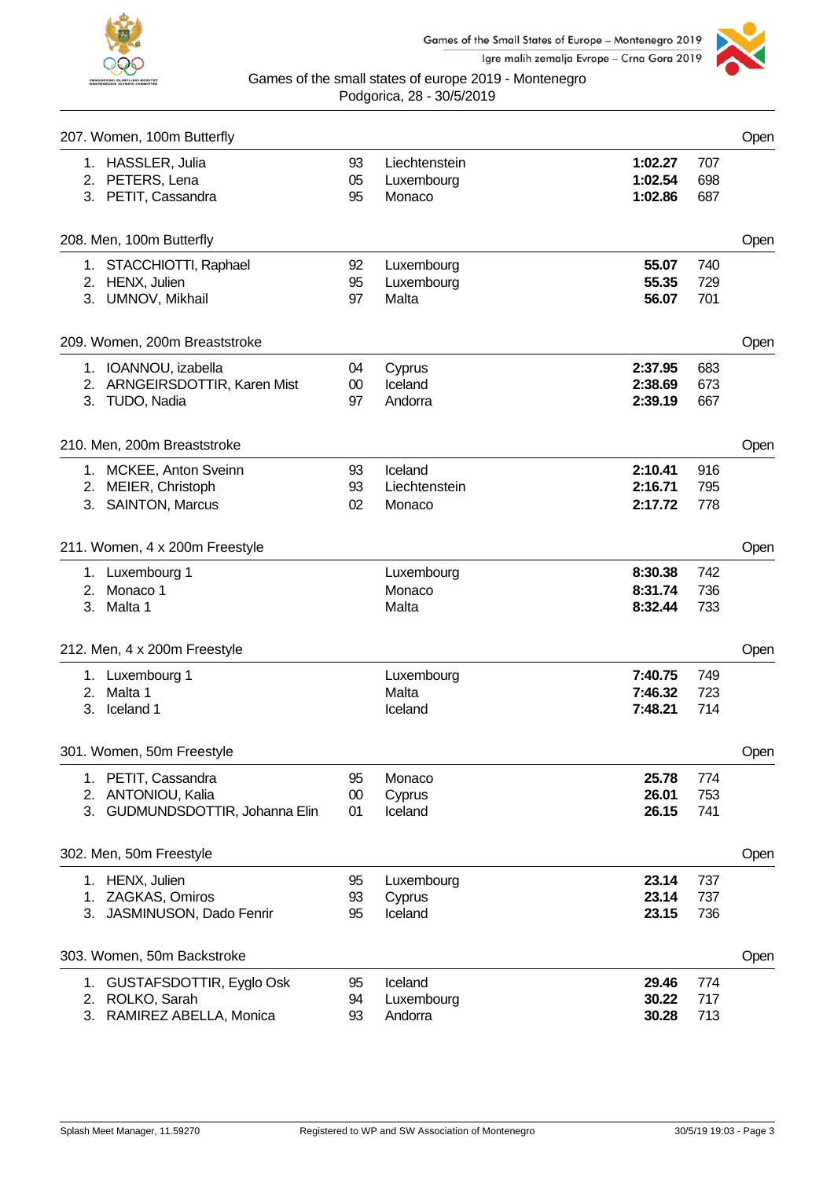Games of the small states of europe 2019 - Montenegro
Podgorica, 28 - 30/5/2019

### 207. Women, 100m Butterfly — Open

| Place | Name | YoB | Nation | Time | Points |
|---|---|---|---|---|---|
| 1. | HASSLER, Julia | 93 | Liechtenstein | **1:02.27** | 707 |
| 2. | PETERS, Lena | 05 | Luxembourg | **1:02.54** | 698 |
| 3. | PETIT, Cassandra | 95 | Monaco | **1:02.86** | 687 |

### 208. Men, 100m Butterfly — Open

| Place | Name | YoB | Nation | Time | Points |
|---|---|---|---|---|---|
| 1. | STACCHIOTTI, Raphael | 92 | Luxembourg | **55.07** | 740 |
| 2. | HENX, Julien | 95 | Luxembourg | **55.35** | 729 |
| 3. | UMNOV, Mikhail | 97 | Malta | **56.07** | 701 |

### 209. Women, 200m Breaststroke — Open

| Place | Name | YoB | Nation | Time | Points |
|---|---|---|---|---|---|
| 1. | IOANNOU, izabella | 04 | Cyprus | **2:37.95** | 683 |
| 2. | ARNGEIRSDOTTIR, Karen Mist | 00 | Iceland | **2:38.69** | 673 |
| 3. | TUDO, Nadia | 97 | Andorra | **2:39.19** | 667 |

### 210. Men, 200m Breaststroke — Open

| Place | Name | YoB | Nation | Time | Points |
|---|---|---|---|---|---|
| 1. | MCKEE, Anton Sveinn | 93 | Iceland | **2:10.41** | 916 |
| 2. | MEIER, Christoph | 93 | Liechtenstein | **2:16.71** | 795 |
| 3. | SAINTON, Marcus | 02 | Monaco | **2:17.72** | 778 |

### 211. Women, 4 x 200m Freestyle — Open

| Place | Team | Nation | Time | Points |
|---|---|---|---|---|
| 1. | Luxembourg 1 | Luxembourg | **8:30.38** | 742 |
| 2. | Monaco 1 | Monaco | **8:31.74** | 736 |
| 3. | Malta 1 | Malta | **8:32.44** | 733 |

### 212. Men, 4 x 200m Freestyle — Open

| Place | Team | Nation | Time | Points |
|---|---|---|---|---|
| 1. | Luxembourg 1 | Luxembourg | **7:40.75** | 749 |
| 2. | Malta 1 | Malta | **7:46.32** | 723 |
| 3. | Iceland 1 | Iceland | **7:48.21** | 714 |

### 301. Women, 50m Freestyle — Open

| Place | Name | YoB | Nation | Time | Points |
|---|---|---|---|---|---|
| 1. | PETIT, Cassandra | 95 | Monaco | **25.78** | 774 |
| 2. | ANTONIOU, Kalia | 00 | Cyprus | **26.01** | 753 |
| 3. | GUDMUNDSDOTTIR, Johanna Elin | 01 | Iceland | **26.15** | 741 |

### 302. Men, 50m Freestyle — Open

| Place | Name | YoB | Nation | Time | Points |
|---|---|---|---|---|---|
| 1. | HENX, Julien | 95 | Luxembourg | **23.14** | 737 |
| 1. | ZAGKAS, Omiros | 93 | Cyprus | **23.14** | 737 |
| 3. | JASMINUSON, Dado Fenrir | 95 | Iceland | **23.15** | 736 |

### 303. Women, 50m Backstroke — Open

| Place | Name | YoB | Nation | Time | Points |
|---|---|---|---|---|---|
| 1. | GUSTAFSDOTTIR, Eyglo Osk | 95 | Iceland | **29.46** | 774 |
| 2. | ROLKO, Sarah | 94 | Luxembourg | **30.22** | 717 |
| 3. | RAMIREZ ABELLA, Monica | 93 | Andorra | **30.28** | 713 |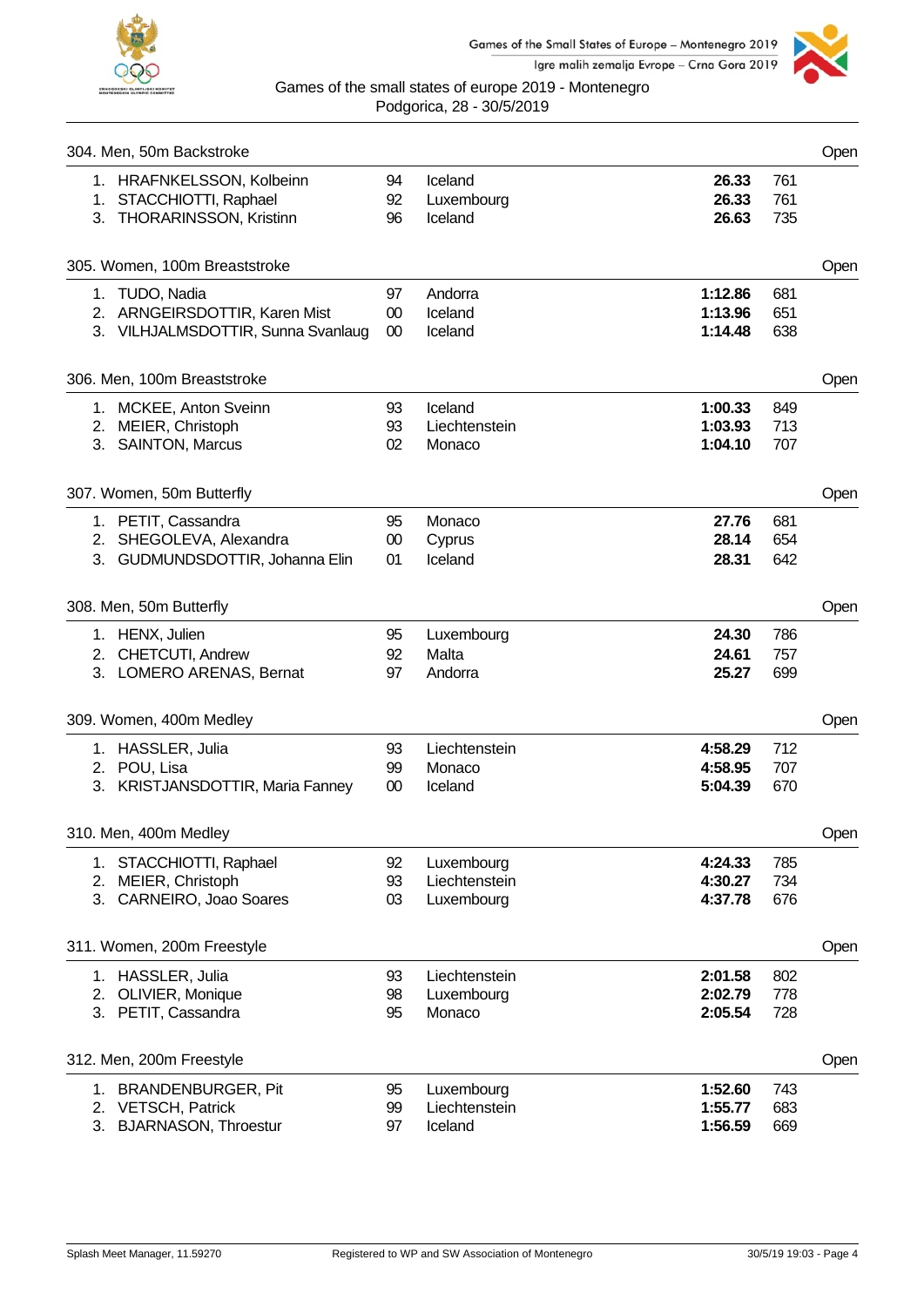Games of the small states of europe 2019 - Montenegro
Podgorica, 28 - 30/5/2019

## 304. Men, 50m Backstroke — Open

| Place | Name | YB | Nation | Time | Points |
|---|---|---|---|---|---|
| 1. | HRAFNKELSSON, Kolbeinn | 94 | Iceland | **26.33** | 761 |
| 1. | STACCHIOTTI, Raphael | 92 | Luxembourg | **26.33** | 761 |
| 3. | THORARINSSON, Kristinn | 96 | Iceland | **26.63** | 735 |

## 305. Women, 100m Breaststroke — Open

| Place | Name | YB | Nation | Time | Points |
|---|---|---|---|---|---|
| 1. | TUDO, Nadia | 97 | Andorra | **1:12.86** | 681 |
| 2. | ARNGEIRSDOTTIR, Karen Mist | 00 | Iceland | **1:13.96** | 651 |
| 3. | VILHJALMSDOTTIR, Sunna Svanlaug | 00 | Iceland | **1:14.48** | 638 |

## 306. Men, 100m Breaststroke — Open

| Place | Name | YB | Nation | Time | Points |
|---|---|---|---|---|---|
| 1. | MCKEE, Anton Sveinn | 93 | Iceland | **1:00.33** | 849 |
| 2. | MEIER, Christoph | 93 | Liechtenstein | **1:03.93** | 713 |
| 3. | SAINTON, Marcus | 02 | Monaco | **1:04.10** | 707 |

## 307. Women, 50m Butterfly — Open

| Place | Name | YB | Nation | Time | Points |
|---|---|---|---|---|---|
| 1. | PETIT, Cassandra | 95 | Monaco | **27.76** | 681 |
| 2. | SHEGOLEVA, Alexandra | 00 | Cyprus | **28.14** | 654 |
| 3. | GUDMUNDSDOTTIR, Johanna Elin | 01 | Iceland | **28.31** | 642 |

## 308. Men, 50m Butterfly — Open

| Place | Name | YB | Nation | Time | Points |
|---|---|---|---|---|---|
| 1. | HENX, Julien | 95 | Luxembourg | **24.30** | 786 |
| 2. | CHETCUTI, Andrew | 92 | Malta | **24.61** | 757 |
| 3. | LOMERO ARENAS, Bernat | 97 | Andorra | **25.27** | 699 |

## 309. Women, 400m Medley — Open

| Place | Name | YB | Nation | Time | Points |
|---|---|---|---|---|---|
| 1. | HASSLER, Julia | 93 | Liechtenstein | **4:58.29** | 712 |
| 2. | POU, Lisa | 99 | Monaco | **4:58.95** | 707 |
| 3. | KRISTJANSDOTTIR, Maria Fanney | 00 | Iceland | **5:04.39** | 670 |

## 310. Men, 400m Medley — Open

| Place | Name | YB | Nation | Time | Points |
|---|---|---|---|---|---|
| 1. | STACCHIOTTI, Raphael | 92 | Luxembourg | **4:24.33** | 785 |
| 2. | MEIER, Christoph | 93 | Liechtenstein | **4:30.27** | 734 |
| 3. | CARNEIRO, Joao Soares | 03 | Luxembourg | **4:37.78** | 676 |

## 311. Women, 200m Freestyle — Open

| Place | Name | YB | Nation | Time | Points |
|---|---|---|---|---|---|
| 1. | HASSLER, Julia | 93 | Liechtenstein | **2:01.58** | 802 |
| 2. | OLIVIER, Monique | 98 | Luxembourg | **2:02.79** | 778 |
| 3. | PETIT, Cassandra | 95 | Monaco | **2:05.54** | 728 |

## 312. Men, 200m Freestyle — Open

| Place | Name | YB | Nation | Time | Points |
|---|---|---|---|---|---|
| 1. | BRANDENBURGER, Pit | 95 | Luxembourg | **1:52.60** | 743 |
| 2. | VETSCH, Patrick | 99 | Liechtenstein | **1:55.77** | 683 |
| 3. | BJARNASON, Throestur | 97 | Iceland | **1:56.59** | 669 |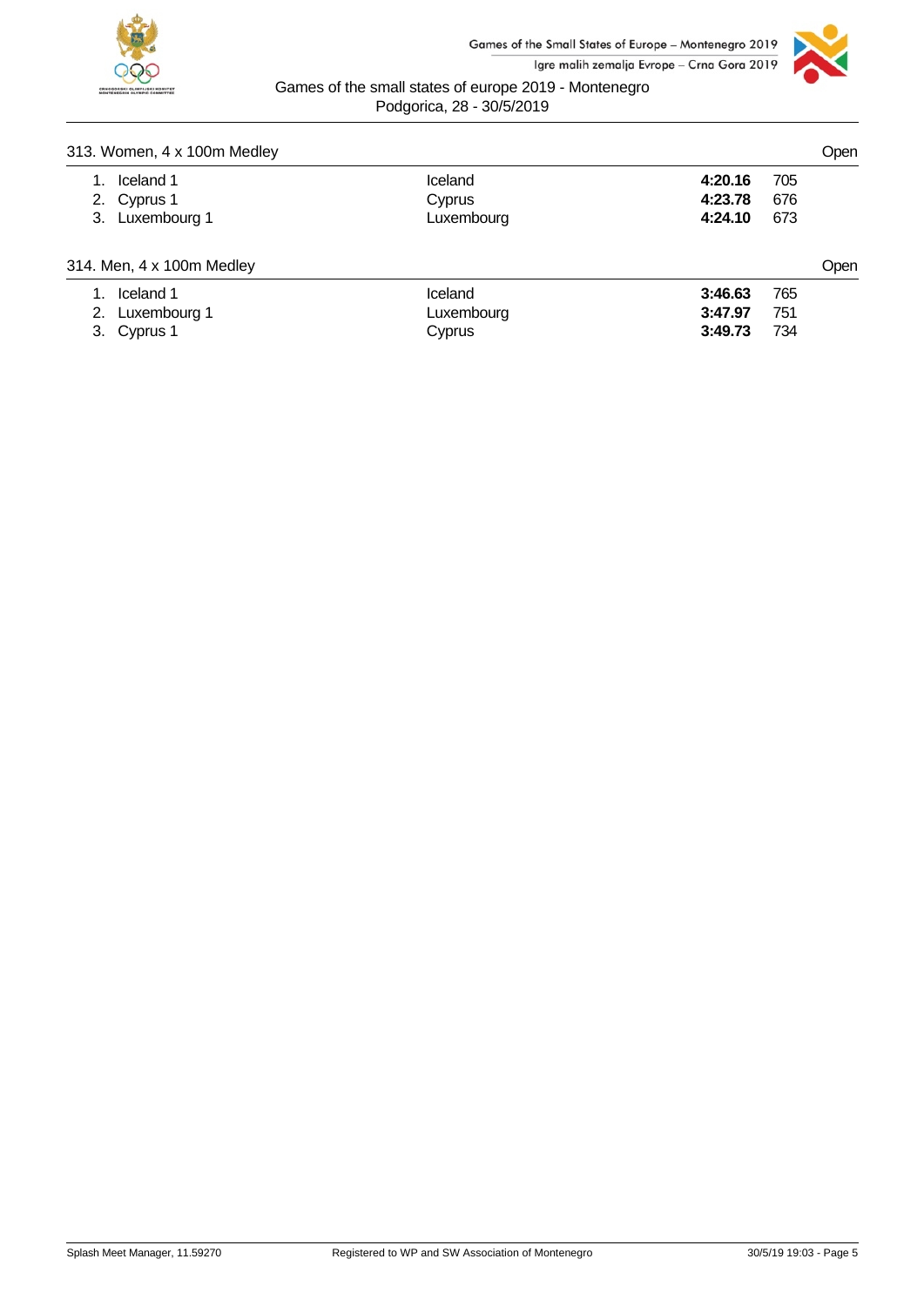## 313. Women, 4 x 100m Medley — Open

| | | | | |
|---|---|---|---|---|
| 1. | Iceland 1 | Iceland | **4:20.16** | 705 |
| 2. | Cyprus 1 | Cyprus | **4:23.78** | 676 |
| 3. | Luxembourg 1 | Luxembourg | **4:24.10** | 673 |

## 314. Men, 4 x 100m Medley — Open

| | | | | |
|---|---|---|---|---|
| 1. | Iceland 1 | Iceland | **3:46.63** | 765 |
| 2. | Luxembourg 1 | Luxembourg | **3:47.97** | 751 |
| 3. | Cyprus 1 | Cyprus | **3:49.73** | 734 |